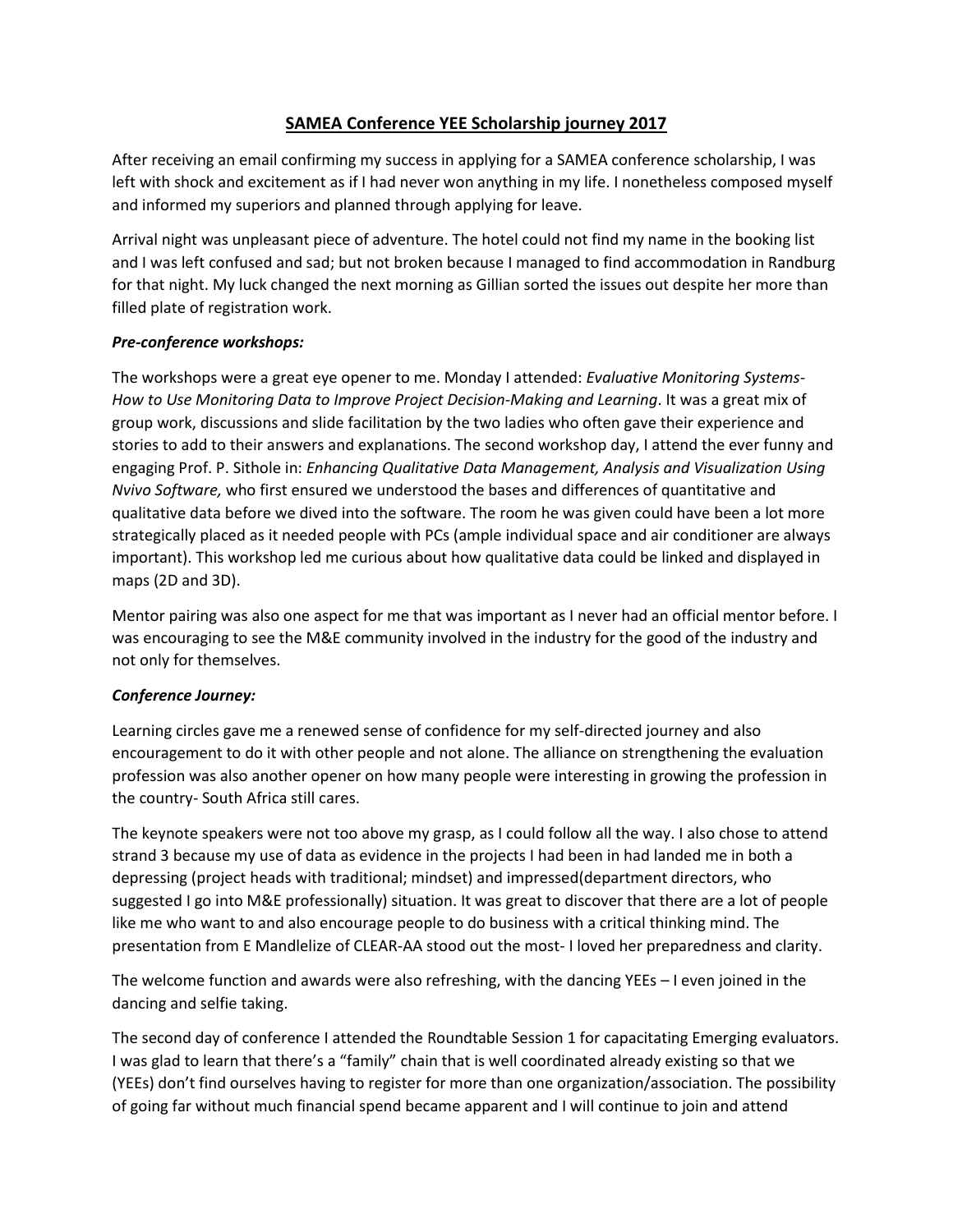# SAMEA Conference YEE Scholarship journey 2017

After receiving an email confirming my success in applying for a SAMEA conference scholarship, I was left with shock and excitement as if I had never won anything in my life. I nonetheless composed myself and informed my superiors and planned through applying for leave.

Arrival night was unpleasant piece of adventure. The hotel could not find my name in the booking list and I was left confused and sad; but not broken because I managed to find accommodation in Randburg for that night. My luck changed the next morning as Gillian sorted the issues out despite her more than filled plate of registration work.

### *Pre-conference workshops:*

The workshops were a great eye opener to me. Monday I attended: *Evaluative Monitoring Systems- How to Use Monitoring Data to Improve Project Decision-Making and Learning*. It was a great mix of group work, discussions and slide facilitation by the two ladies who often gave their experience and stories to add to their answers and explanations. The second workshop day, I attend the ever funny and engaging Prof. P. Sithole in: *Enhancing Qualitative Data Management, Analysis and Visualization Using Nvivo Software,* who first ensured we understood the bases and differences of quantitative and qualitative data before we dived into the software. The room he was given could have been a lot more strategically placed as it needed people with PCs (ample individual space and air conditioner are always important). This workshop led me curious about how qualitative data could be linked and displayed in maps (2D and 3D).

Mentor pairing was also one aspect for me that was important as I never had an official mentor before. I was encouraging to see the M&E community involved in the industry for the good of the industry and not only for themselves.

### *Conference Journey:*

Learning circles gave me a renewed sense of confidence for my self-directed journey and also encouragement to do it with other people and not alone. The alliance on strengthening the evaluation profession was also another opener on how many people were interesting in growing the profession in the country- South Africa still cares.

The keynote speakers were not too above my grasp, as I could follow all the way. I also chose to attend strand 3 because my use of data as evidence in the projects I had been in had landed me in both a depressing (project heads with traditional; mindset) and impressed(department directors, who suggested I go into M&E professionally) situation. It was great to discover that there are a lot of people like me who want to and also encourage people to do business with a critical thinking mind. The presentation from E Mandlelize of CLEAR-AA stood out the most- I loved her preparedness and clarity.

The welcome function and awards were also refreshing, with the dancing YEEs – I even joined in the dancing and selfie taking.

The second day of conference I attended the Roundtable Session 1 for capacitating Emerging evaluators. I was glad to learn that there's a "family" chain that is well coordinated already existing so that we (YEEs) don't find ourselves having to register for more than one organization/association. The possibility of going far without much financial spend became apparent and I will continue to join and attend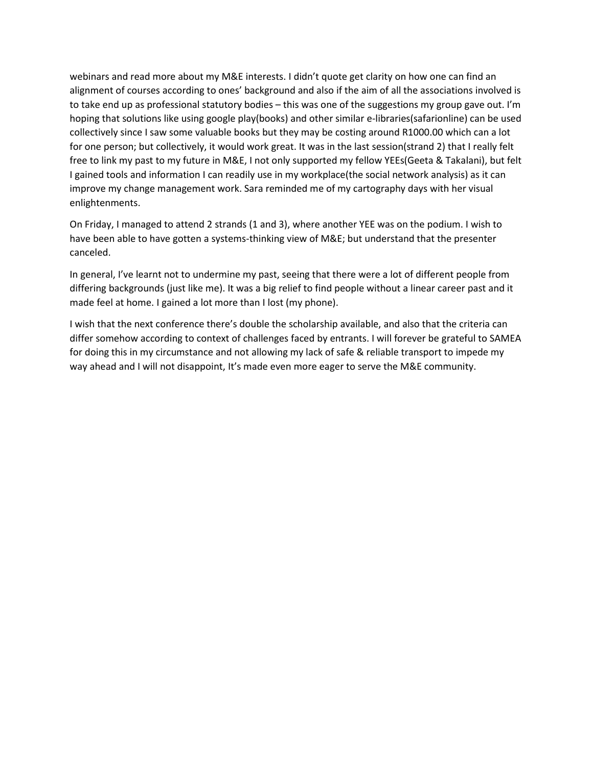webinars and read more about my M&E interests. I didn't quote get clarity on how one can find an alignment of courses according to ones' background and also if the aim of all the associations involved is to take end up as professional statutory bodies – this was one of the suggestions my group gave out. I'm hoping that solutions like using google play(books) and other similar e-libraries(safarionline) can be used collectively since I saw some valuable books but they may be costing around R1000.00 which can a lot for one person; but collectively, it would work great. It was in the last session(strand 2) that I really felt free to link my past to my future in M&E, I not only supported my fellow YEEs(Geeta & Takalani), but felt I gained tools and information I can readily use in my workplace(the social network analysis) as it can improve my change management work. Sara reminded me of my cartography days with her visual enlightenments.

On Friday, I managed to attend 2 strands (1 and 3), where another YEE was on the podium. I wish to have been able to have gotten a systems-thinking view of M&E; but understand that the presenter canceled.

In general, I've learnt not to undermine my past, seeing that there were a lot of different people from differing backgrounds (just like me). It was a big relief to find people without a linear career past and it made feel at home. I gained a lot more than I lost (my phone).

I wish that the next conference there's double the scholarship available, and also that the criteria can differ somehow according to context of challenges faced by entrants. I will forever be grateful to SAMEA for doing this in my circumstance and not allowing my lack of safe & reliable transport to impede my way ahead and I will not disappoint, It's made even more eager to serve the M&E community.